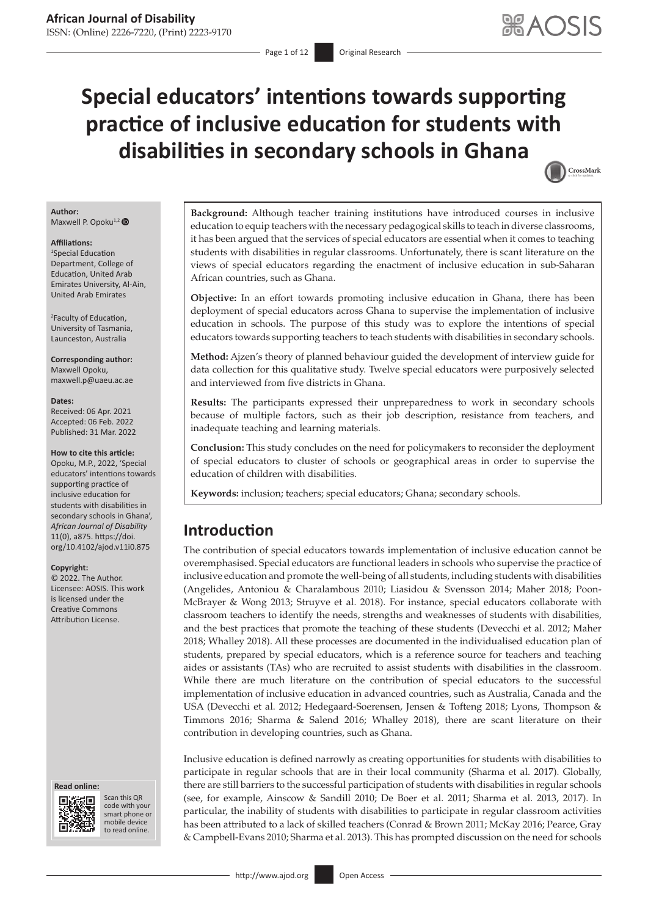# Special educators' intentions towards supporting practice of inclusive education for students with disabilities in secondary schools in Ghana

**Author:**
Maxwell P. Opoku[1,2]

**Affiliations:**
[1]Special Education Department, College of Education, United Arab Emirates University, Al-Ain, United Arab Emirates

[2]Faculty of Education, University of Tasmania, Launceston, Australia

**Corresponding author:**
Maxwell Opoku,
maxwell.p@uaeu.ac.ae

**Dates:**
Received: 06 Apr. 2021
Accepted: 06 Feb. 2022
Published: 31 Mar. 2022

**How to cite this article:**
Opoku, M.P., 2022, 'Special educators' intentions towards supporting practice of inclusive education for students with disabilities in secondary schools in Ghana', *African Journal of Disability* 11(0), a875. https://doi.org/10.4102/ajod.v11i0.875

**Copyright:**
© 2022. The Author. Licensee: AOSIS. This work is licensed under the Creative Commons Attribution License.

**Background:** Although teacher training institutions have introduced courses in inclusive education to equip teachers with the necessary pedagogical skills to teach in diverse classrooms, it has been argued that the services of special educators are essential when it comes to teaching students with disabilities in regular classrooms. Unfortunately, there is scant literature on the views of special educators regarding the enactment of inclusive education in sub-Saharan African countries, such as Ghana.

**Objective:** In an effort towards promoting inclusive education in Ghana, there has been deployment of special educators across Ghana to supervise the implementation of inclusive education in schools. The purpose of this study was to explore the intentions of special educators towards supporting teachers to teach students with disabilities in secondary schools.

**Method:** Ajzen's theory of planned behaviour guided the development of interview guide for data collection for this qualitative study. Twelve special educators were purposively selected and interviewed from five districts in Ghana.

**Results:** The participants expressed their unpreparedness to work in secondary schools because of multiple factors, such as their job description, resistance from teachers, and inadequate teaching and learning materials.

**Conclusion:** This study concludes on the need for policymakers to reconsider the deployment of special educators to cluster of schools or geographical areas in order to supervise the education of children with disabilities.

**Keywords:** inclusion; teachers; special educators; Ghana; secondary schools.

## Introduction

The contribution of special educators towards implementation of inclusive education cannot be overemphasised. Special educators are functional leaders in schools who supervise the practice of inclusive education and promote the well-being of all students, including students with disabilities (Angelides, Antoniou & Charalambous 2010; Liasidou & Svensson 2014; Maher 2018; Poon-McBrayer & Wong 2013; Struyve et al. 2018). For instance, special educators collaborate with classroom teachers to identify the needs, strengths and weaknesses of students with disabilities, and the best practices that promote the teaching of these students (Devecchi et al. 2012; Maher 2018; Whalley 2018). All these processes are documented in the individualised education plan of students, prepared by special educators, which is a reference source for teachers and teaching aides or assistants (TAs) who are recruited to assist students with disabilities in the classroom. While there are much literature on the contribution of special educators to the successful implementation of inclusive education in advanced countries, such as Australia, Canada and the USA (Devecchi et al. 2012; Hedegaard-Soerensen, Jensen & Tofteng 2018; Lyons, Thompson & Timmons 2016; Sharma & Salend 2016; Whalley 2018), there are scant literature on their contribution in developing countries, such as Ghana.

Inclusive education is defined narrowly as creating opportunities for students with disabilities to participate in regular schools that are in their local community (Sharma et al. 2017). Globally, there are still barriers to the successful participation of students with disabilities in regular schools (see, for example, Ainscow & Sandill 2010; De Boer et al. 2011; Sharma et al. 2013, 2017). In particular, the inability of students with disabilities to participate in regular classroom activities has been attributed to a lack of skilled teachers (Conrad & Brown 2011; McKay 2016; Pearce, Gray & Campbell-Evans 2010; Sharma et al. 2013). This has prompted discussion on the need for schools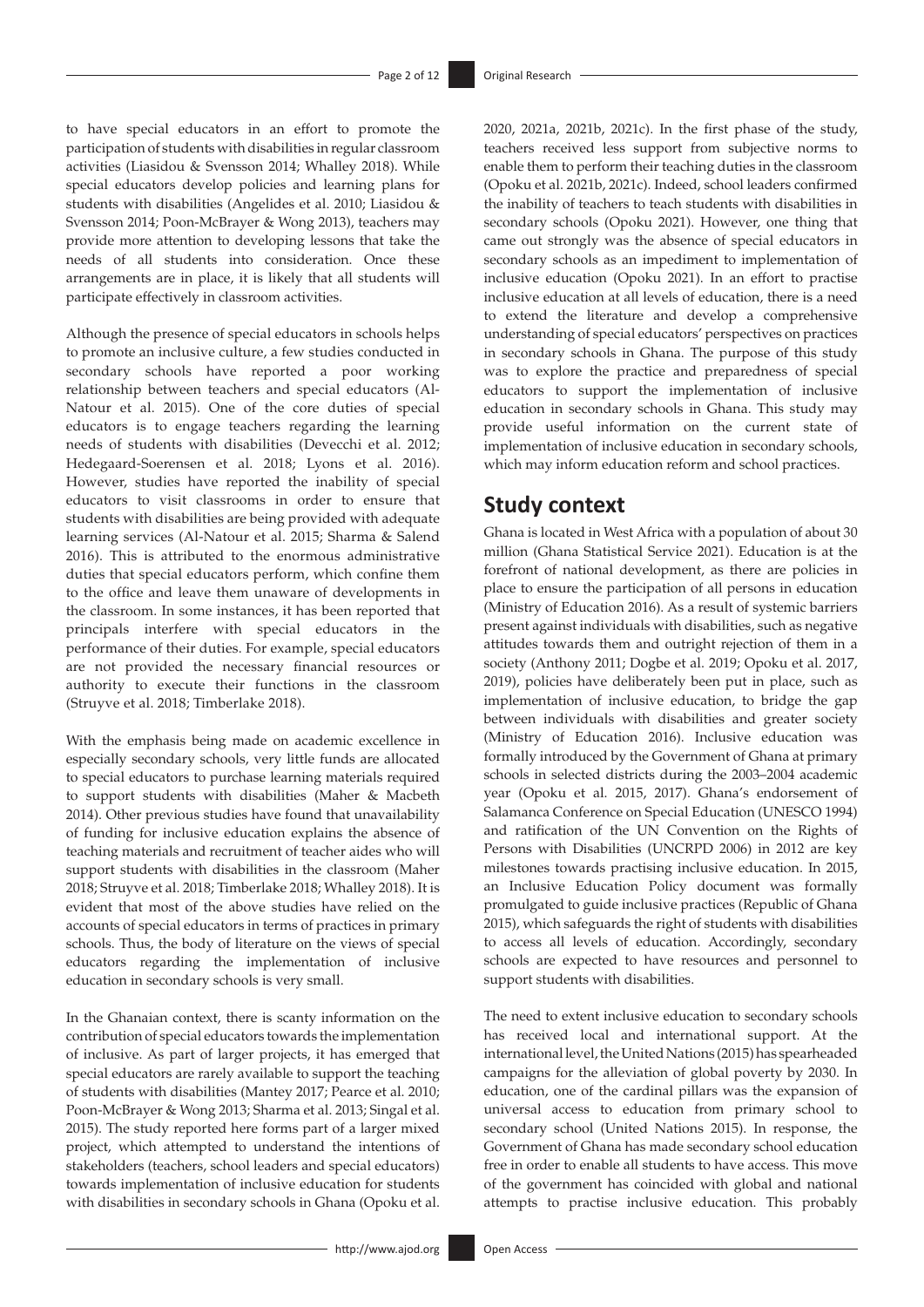to have special educators in an effort to promote the participation of students with disabilities in regular classroom activities (Liasidou & Svensson 2014; Whalley 2018). While special educators develop policies and learning plans for students with disabilities (Angelides et al. 2010; Liasidou & Svensson 2014; Poon-McBrayer & Wong 2013), teachers may provide more attention to developing lessons that take the needs of all students into consideration. Once these arrangements are in place, it is likely that all students will participate effectively in classroom activities.

Although the presence of special educators in schools helps to promote an inclusive culture, a few studies conducted in secondary schools have reported a poor working relationship between teachers and special educators (Al-Natour et al. 2015). One of the core duties of special educators is to engage teachers regarding the learning needs of students with disabilities (Devecchi et al. 2012; Hedegaard-Soerensen et al. 2018; Lyons et al. 2016). However, studies have reported the inability of special educators to visit classrooms in order to ensure that students with disabilities are being provided with adequate learning services (Al-Natour et al. 2015; Sharma & Salend 2016). This is attributed to the enormous administrative duties that special educators perform, which confine them to the office and leave them unaware of developments in the classroom. In some instances, it has been reported that principals interfere with special educators in the performance of their duties. For example, special educators are not provided the necessary financial resources or authority to execute their functions in the classroom (Struyve et al. 2018; Timberlake 2018).

With the emphasis being made on academic excellence in especially secondary schools, very little funds are allocated to special educators to purchase learning materials required to support students with disabilities (Maher & Macbeth 2014). Other previous studies have found that unavailability of funding for inclusive education explains the absence of teaching materials and recruitment of teacher aides who will support students with disabilities in the classroom (Maher 2018; Struyve et al. 2018; Timberlake 2018; Whalley 2018). It is evident that most of the above studies have relied on the accounts of special educators in terms of practices in primary schools. Thus, the body of literature on the views of special educators regarding the implementation of inclusive education in secondary schools is very small.

In the Ghanaian context, there is scanty information on the contribution of special educators towards the implementation of inclusive. As part of larger projects, it has emerged that special educators are rarely available to support the teaching of students with disabilities (Mantey 2017; Pearce et al. 2010; Poon-McBrayer & Wong 2013; Sharma et al. 2013; Singal et al. 2015). The study reported here forms part of a larger mixed project, which attempted to understand the intentions of stakeholders (teachers, school leaders and special educators) towards implementation of inclusive education for students with disabilities in secondary schools in Ghana (Opoku et al. 2020, 2021a, 2021b, 2021c). In the first phase of the study, teachers received less support from subjective norms to enable them to perform their teaching duties in the classroom (Opoku et al. 2021b, 2021c). Indeed, school leaders confirmed the inability of teachers to teach students with disabilities in secondary schools (Opoku 2021). However, one thing that came out strongly was the absence of special educators in secondary schools as an impediment to implementation of inclusive education (Opoku 2021). In an effort to practise inclusive education at all levels of education, there is a need to extend the literature and develop a comprehensive understanding of special educators' perspectives on practices in secondary schools in Ghana. The purpose of this study was to explore the practice and preparedness of special educators to support the implementation of inclusive education in secondary schools in Ghana. This study may provide useful information on the current state of implementation of inclusive education in secondary schools, which may inform education reform and school practices.

## Study context

Ghana is located in West Africa with a population of about 30 million (Ghana Statistical Service 2021). Education is at the forefront of national development, as there are policies in place to ensure the participation of all persons in education (Ministry of Education 2016). As a result of systemic barriers present against individuals with disabilities, such as negative attitudes towards them and outright rejection of them in a society (Anthony 2011; Dogbe et al. 2019; Opoku et al. 2017, 2019), policies have deliberately been put in place, such as implementation of inclusive education, to bridge the gap between individuals with disabilities and greater society (Ministry of Education 2016). Inclusive education was formally introduced by the Government of Ghana at primary schools in selected districts during the 2003–2004 academic year (Opoku et al. 2015, 2017). Ghana's endorsement of Salamanca Conference on Special Education (UNESCO 1994) and ratification of the UN Convention on the Rights of Persons with Disabilities (UNCRPD 2006) in 2012 are key milestones towards practising inclusive education. In 2015, an Inclusive Education Policy document was formally promulgated to guide inclusive practices (Republic of Ghana 2015), which safeguards the right of students with disabilities to access all levels of education. Accordingly, secondary schools are expected to have resources and personnel to support students with disabilities.

The need to extent inclusive education to secondary schools has received local and international support. At the international level, the United Nations (2015) has spearheaded campaigns for the alleviation of global poverty by 2030. In education, one of the cardinal pillars was the expansion of universal access to education from primary school to secondary school (United Nations 2015). In response, the Government of Ghana has made secondary school education free in order to enable all students to have access. This move of the government has coincided with global and national attempts to practise inclusive education. This probably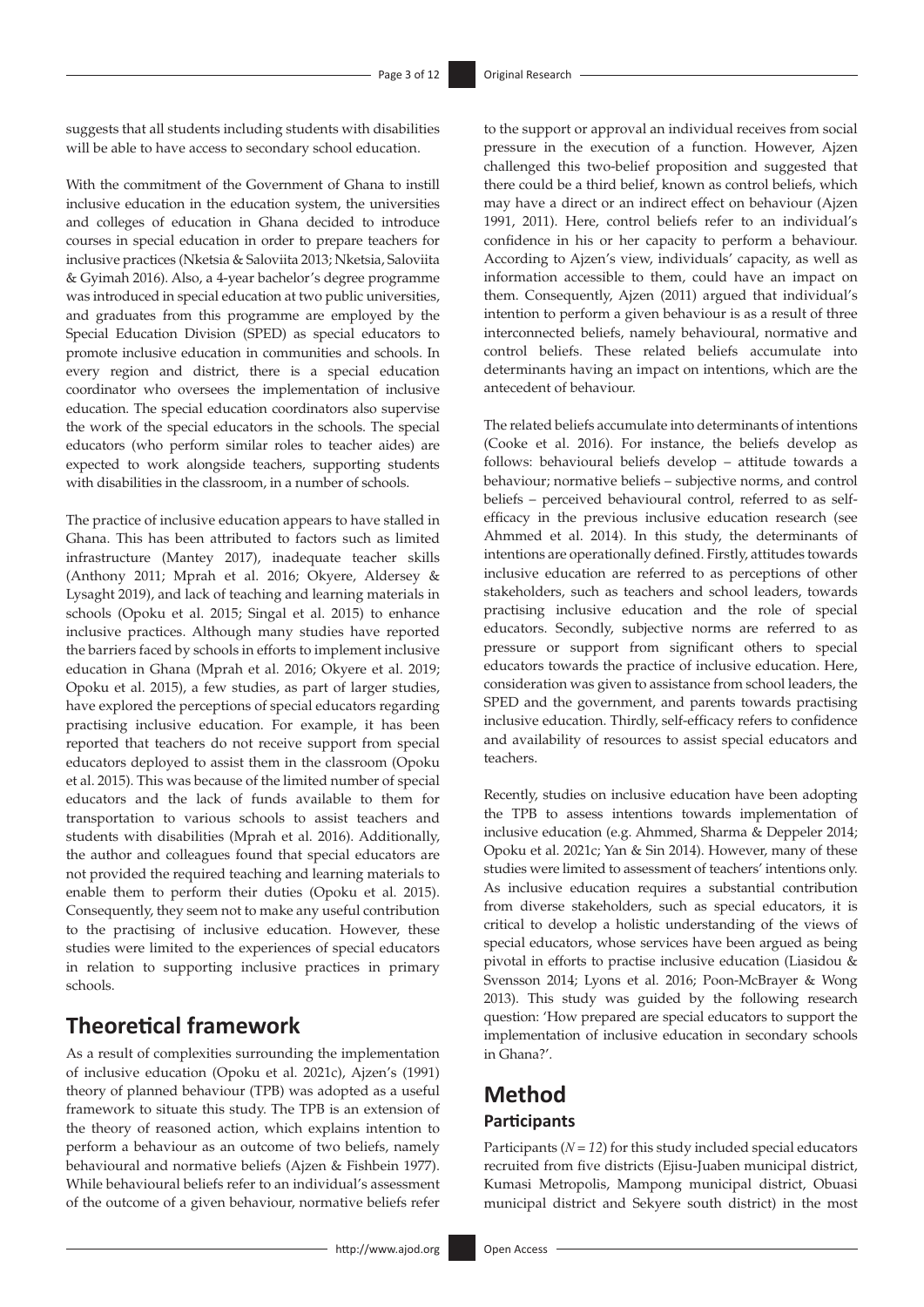suggests that all students including students with disabilities will be able to have access to secondary school education.

With the commitment of the Government of Ghana to instill inclusive education in the education system, the universities and colleges of education in Ghana decided to introduce courses in special education in order to prepare teachers for inclusive practices (Nketsia & Saloviita 2013; Nketsia, Saloviita & Gyimah 2016). Also, a 4-year bachelor's degree programme was introduced in special education at two public universities, and graduates from this programme are employed by the Special Education Division (SPED) as special educators to promote inclusive education in communities and schools. In every region and district, there is a special education coordinator who oversees the implementation of inclusive education. The special education coordinators also supervise the work of the special educators in the schools. The special educators (who perform similar roles to teacher aides) are expected to work alongside teachers, supporting students with disabilities in the classroom, in a number of schools.

The practice of inclusive education appears to have stalled in Ghana. This has been attributed to factors such as limited infrastructure (Mantey 2017), inadequate teacher skills (Anthony 2011; Mprah et al. 2016; Okyere, Aldersey & Lysaght 2019), and lack of teaching and learning materials in schools (Opoku et al. 2015; Singal et al. 2015) to enhance inclusive practices. Although many studies have reported the barriers faced by schools in efforts to implement inclusive education in Ghana (Mprah et al. 2016; Okyere et al. 2019; Opoku et al. 2015), a few studies, as part of larger studies, have explored the perceptions of special educators regarding practising inclusive education. For example, it has been reported that teachers do not receive support from special educators deployed to assist them in the classroom (Opoku et al. 2015). This was because of the limited number of special educators and the lack of funds available to them for transportation to various schools to assist teachers and students with disabilities (Mprah et al. 2016). Additionally, the author and colleagues found that special educators are not provided the required teaching and learning materials to enable them to perform their duties (Opoku et al. 2015). Consequently, they seem not to make any useful contribution to the practising of inclusive education. However, these studies were limited to the experiences of special educators in relation to supporting inclusive practices in primary schools.

## Theoretical framework

As a result of complexities surrounding the implementation of inclusive education (Opoku et al. 2021c), Ajzen's (1991) theory of planned behaviour (TPB) was adopted as a useful framework to situate this study. The TPB is an extension of the theory of reasoned action, which explains intention to perform a behaviour as an outcome of two beliefs, namely behavioural and normative beliefs (Ajzen & Fishbein 1977). While behavioural beliefs refer to an individual's assessment of the outcome of a given behaviour, normative beliefs refer to the support or approval an individual receives from social pressure in the execution of a function. However, Ajzen challenged this two-belief proposition and suggested that there could be a third belief, known as control beliefs, which may have a direct or an indirect effect on behaviour (Ajzen 1991, 2011). Here, control beliefs refer to an individual's confidence in his or her capacity to perform a behaviour. According to Ajzen's view, individuals' capacity, as well as information accessible to them, could have an impact on them. Consequently, Ajzen (2011) argued that individual's intention to perform a given behaviour is as a result of three interconnected beliefs, namely behavioural, normative and control beliefs. These related beliefs accumulate into determinants having an impact on intentions, which are the antecedent of behaviour.

The related beliefs accumulate into determinants of intentions (Cooke et al. 2016). For instance, the beliefs develop as follows: behavioural beliefs develop – attitude towards a behaviour; normative beliefs – subjective norms, and control beliefs – perceived behavioural control, referred to as self-efficacy in the previous inclusive education research (see Ahmmed et al. 2014). In this study, the determinants of intentions are operationally defined. Firstly, attitudes towards inclusive education are referred to as perceptions of other stakeholders, such as teachers and school leaders, towards practising inclusive education and the role of special educators. Secondly, subjective norms are referred to as pressure or support from significant others to special educators towards the practice of inclusive education. Here, consideration was given to assistance from school leaders, the SPED and the government, and parents towards practising inclusive education. Thirdly, self-efficacy refers to confidence and availability of resources to assist special educators and teachers.

Recently, studies on inclusive education have been adopting the TPB to assess intentions towards implementation of inclusive education (e.g. Ahmmed, Sharma & Deppeler 2014; Opoku et al. 2021c; Yan & Sin 2014). However, many of these studies were limited to assessment of teachers' intentions only. As inclusive education requires a substantial contribution from diverse stakeholders, such as special educators, it is critical to develop a holistic understanding of the views of special educators, whose services have been argued as being pivotal in efforts to practise inclusive education (Liasidou & Svensson 2014; Lyons et al. 2016; Poon-McBrayer & Wong 2013). This study was guided by the following research question: 'How prepared are special educators to support the implementation of inclusive education in secondary schools in Ghana?'.

## Method

### Participants

Participants (*N = 12*) for this study included special educators recruited from five districts (Ejisu-Juaben municipal district, Kumasi Metropolis, Mampong municipal district, Obuasi municipal district and Sekyere south district) in the most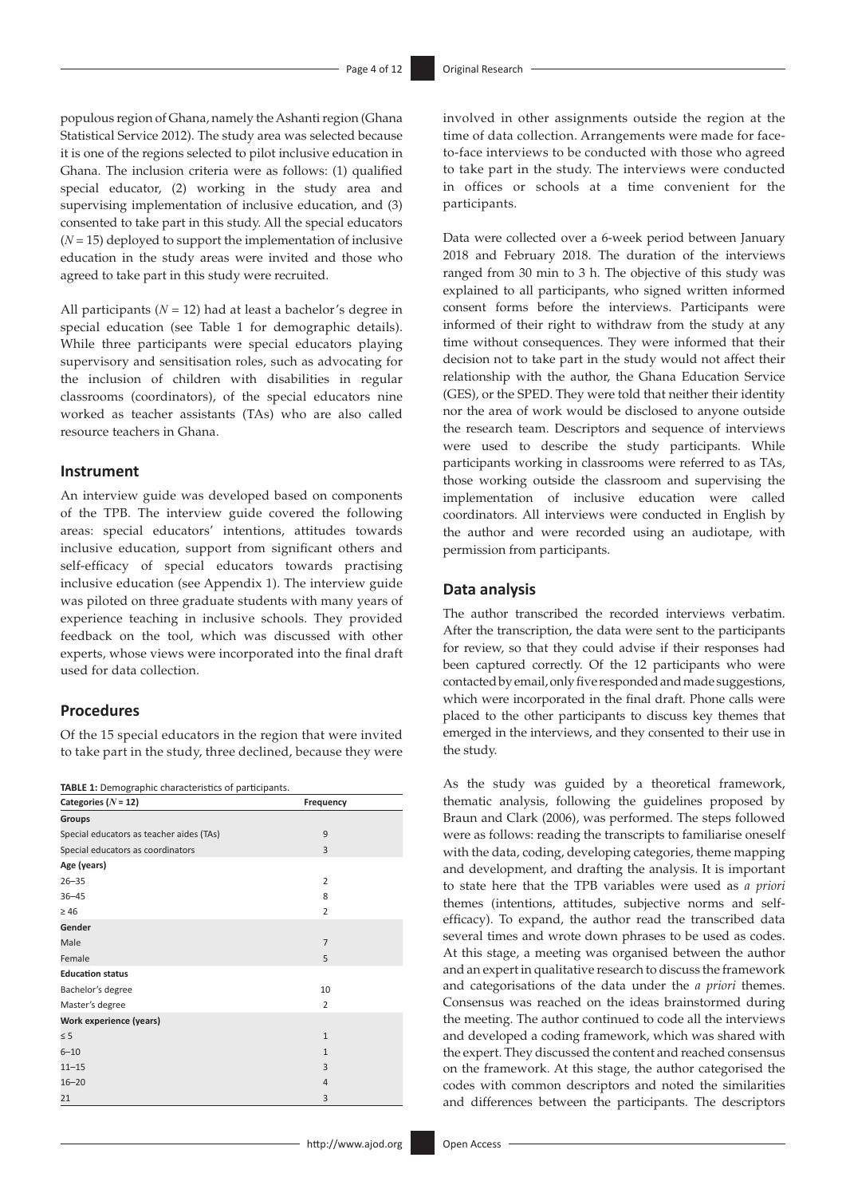populous region of Ghana, namely the Ashanti region (Ghana Statistical Service 2012). The study area was selected because it is one of the regions selected to pilot inclusive education in Ghana. The inclusion criteria were as follows: (1) qualified special educator, (2) working in the study area and supervising implementation of inclusive education, and (3) consented to take part in this study. All the special educators ($N = 15$) deployed to support the implementation of inclusive education in the study areas were invited and those who agreed to take part in this study were recruited.

All participants ($N = 12$) had at least a bachelor's degree in special education (see Table 1 for demographic details). While three participants were special educators playing supervisory and sensitisation roles, such as advocating for the inclusion of children with disabilities in regular classrooms (coordinators), of the special educators nine worked as teacher assistants (TAs) who are also called resource teachers in Ghana.

## Instrument

An interview guide was developed based on components of the TPB. The interview guide covered the following areas: special educators' intentions, attitudes towards inclusive education, support from significant others and self-efficacy of special educators towards practising inclusive education (see Appendix 1). The interview guide was piloted on three graduate students with many years of experience teaching in inclusive schools. They provided feedback on the tool, which was discussed with other experts, whose views were incorporated into the final draft used for data collection.

## Procedures

Of the 15 special educators in the region that were invited to take part in the study, three declined, because they were involved in other assignments outside the region at the time of data collection. Arrangements were made for face-to-face interviews to be conducted with those who agreed to take part in the study. The interviews were conducted in offices or schools at a time convenient for the participants.

**TABLE 1:** Demographic characteristics of participants.

| Categories ($N = 12$) | Frequency |
|---|---|
| **Groups** | |
| Special educators as teacher aides (TAs) | 9 |
| Special educators as coordinators | 3 |
| **Age (years)** | |
| 26–35 | 2 |
| 36–45 | 8 |
| ≥ 46 | 2 |
| **Gender** | |
| Male | 7 |
| Female | 5 |
| **Education status** | |
| Bachelor's degree | 10 |
| Master's degree | 2 |
| **Work experience (years)** | |
| ≤ 5 | 1 |
| 6–10 | 1 |
| 11–15 | 3 |
| 16–20 | 4 |
| 21 | 3 |

Data were collected over a 6-week period between January 2018 and February 2018. The duration of the interviews ranged from 30 min to 3 h. The objective of this study was explained to all participants, who signed written informed consent forms before the interviews. Participants were informed of their right to withdraw from the study at any time without consequences. They were informed that their decision not to take part in the study would not affect their relationship with the author, the Ghana Education Service (GES), or the SPED. They were told that neither their identity nor the area of work would be disclosed to anyone outside the research team. Descriptors and sequence of interviews were used to describe the study participants. While participants working in classrooms were referred to as TAs, those working outside the classroom and supervising the implementation of inclusive education were called coordinators. All interviews were conducted in English by the author and were recorded using an audiotape, with permission from participants.

## Data analysis

The author transcribed the recorded interviews verbatim. After the transcription, the data were sent to the participants for review, so that they could advise if their responses had been captured correctly. Of the 12 participants who were contacted by email, only five responded and made suggestions, which were incorporated in the final draft. Phone calls were placed to the other participants to discuss key themes that emerged in the interviews, and they consented to their use in the study.

As the study was guided by a theoretical framework, thematic analysis, following the guidelines proposed by Braun and Clark (2006), was performed. The steps followed were as follows: reading the transcripts to familiarise oneself with the data, coding, developing categories, theme mapping and development, and drafting the analysis. It is important to state here that the TPB variables were used as *a priori* themes (intentions, attitudes, subjective norms and self-efficacy). To expand, the author read the transcribed data several times and wrote down phrases to be used as codes. At this stage, a meeting was organised between the author and an expert in qualitative research to discuss the framework and categorisations of the data under the *a priori* themes. Consensus was reached on the ideas brainstormed during the meeting. The author continued to code all the interviews and developed a coding framework, which was shared with the expert. They discussed the content and reached consensus on the framework. At this stage, the author categorised the codes with common descriptors and noted the similarities and differences between the participants. The descriptors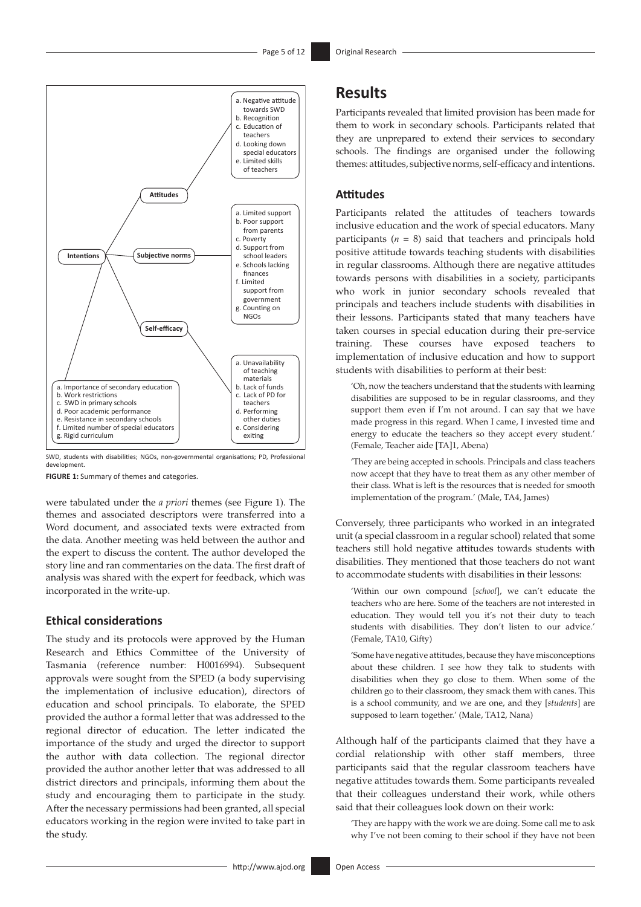**Intentions**

- **Attitudes**
  - a. Negative attitude towards SWD
  - b. Recognition
  - c. Education of teachers
  - d. Looking down special educators
  - e. Limited skills of teachers
- **Subjective norms**
  - a. Limited support
  - b. Poor support from parents
  - c. Poverty
  - d. Support from school leaders
  - e. Schools lacking finances
  - f. Limited support from government
  - g. Counting on NGOs
- **Self-efficacy**
  - a. Unavailability of teaching materials
  - b. Lack of funds
  - c. Lack of PD for teachers
  - d. Performing other duties
  - e. Considering exiting
- a. Importance of secondary education
- b. Work restrictions
- c. SWD in primary schools
- d. Poor academic performance
- e. Resistance in secondary schools
- f. Limited number of special educators
- g. Rigid curriculum

SWD, students with disabilities; NGOs, non-governmental organisations; PD, Professional development.

**FIGURE 1:** Summary of themes and categories.

were tabulated under the *a priori* themes (see Figure 1). The themes and associated descriptors were transferred into a Word document, and associated texts were extracted from the data. Another meeting was held between the author and the expert to discuss the content. The author developed the story line and ran commentaries on the data. The first draft of analysis was shared with the expert for feedback, which was incorporated in the write-up.

### Ethical considerations

The study and its protocols were approved by the Human Research and Ethics Committee of the University of Tasmania (reference number: H0016994). Subsequent approvals were sought from the SPED (a body supervising the implementation of inclusive education), directors of education and school principals. To elaborate, the SPED provided the author a formal letter that was addressed to the regional director of education. The letter indicated the importance of the study and urged the director to support the author with data collection. The regional director provided the author another letter that was addressed to all district directors and principals, informing them about the study and encouraging them to participate in the study. After the necessary permissions had been granted, all special educators working in the region were invited to take part in the study.

## Results

Participants revealed that limited provision has been made for them to work in secondary schools. Participants related that they are unprepared to extend their services to secondary schools. The findings are organised under the following themes: attitudes, subjective norms, self-efficacy and intentions.

### Attitudes

Participants related the attitudes of teachers towards inclusive education and the work of special educators. Many participants ($n$ = 8) said that teachers and principals hold positive attitude towards teaching students with disabilities in regular classrooms. Although there are negative attitudes towards persons with disabilities in a society, participants who work in junior secondary schools revealed that principals and teachers include students with disabilities in their lessons. Participants stated that many teachers have taken courses in special education during their pre-service training. These courses have exposed teachers to implementation of inclusive education and how to support students with disabilities to perform at their best:

> 'Oh, now the teachers understand that the students with learning disabilities are supposed to be in regular classrooms, and they support them even if I'm not around. I can say that we have made progress in this regard. When I came, I invested time and energy to educate the teachers so they accept every student.' (Female, Teacher aide [TA]1, Abena)

> 'They are being accepted in schools. Principals and class teachers now accept that they have to treat them as any other member of their class. What is left is the resources that is needed for smooth implementation of the program.' (Male, TA4, James)

Conversely, three participants who worked in an integrated unit (a special classroom in a regular school) related that some teachers still hold negative attitudes towards students with disabilities. They mentioned that those teachers do not want to accommodate students with disabilities in their lessons:

> 'Within our own compound [*school*], we can't educate the teachers who are here. Some of the teachers are not interested in education. They would tell you it's not their duty to teach students with disabilities. They don't listen to our advice.' (Female, TA10, Gifty)

> 'Some have negative attitudes, because they have misconceptions about these children. I see how they talk to students with disabilities when they go close to them. When some of the children go to their classroom, they smack them with canes. This is a school community, and we are one, and they [*students*] are supposed to learn together.' (Male, TA12, Nana)

Although half of the participants claimed that they have a cordial relationship with other staff members, three participants said that the regular classroom teachers have negative attitudes towards them. Some participants revealed that their colleagues understand their work, while others said that their colleagues look down on their work:

> 'They are happy with the work we are doing. Some call me to ask why I've not been coming to their school if they have not been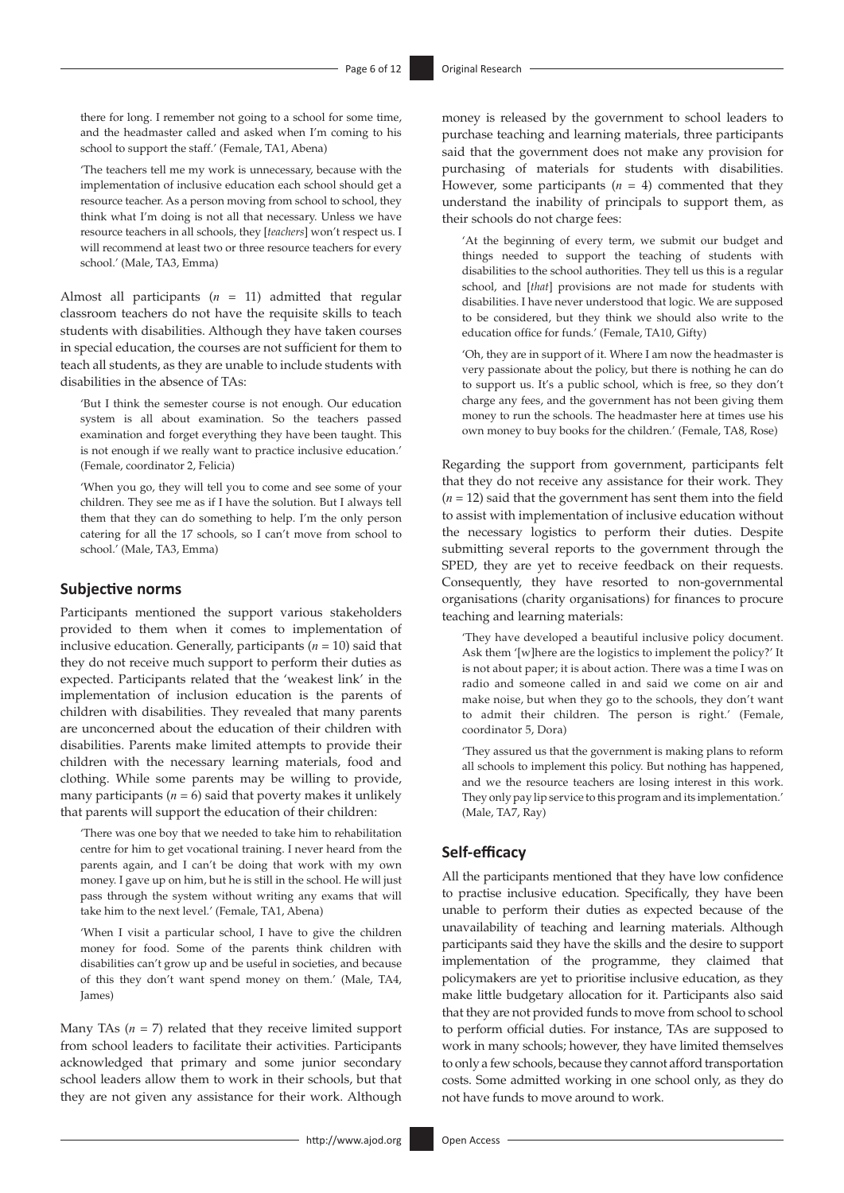there for long. I remember not going to a school for some time, and the headmaster called and asked when I'm coming to his school to support the staff.' (Female, TA1, Abena)

'The teachers tell me my work is unnecessary, because with the implementation of inclusive education each school should get a resource teacher. As a person moving from school to school, they think what I'm doing is not all that necessary. Unless we have resource teachers in all schools, they [*teachers*] won't respect us. I will recommend at least two or three resource teachers for every school.' (Male, TA3, Emma)

Almost all participants ($n$ = 11) admitted that regular classroom teachers do not have the requisite skills to teach students with disabilities. Although they have taken courses in special education, the courses are not sufficient for them to teach all students, as they are unable to include students with disabilities in the absence of TAs:

'But I think the semester course is not enough. Our education system is all about examination. So the teachers passed examination and forget everything they have been taught. This is not enough if we really want to practice inclusive education.' (Female, coordinator 2, Felicia)

'When you go, they will tell you to come and see some of your children. They see me as if I have the solution. But I always tell them that they can do something to help. I'm the only person catering for all the 17 schools, so I can't move from school to school.' (Male, TA3, Emma)

## Subjective norms

Participants mentioned the support various stakeholders provided to them when it comes to implementation of inclusive education. Generally, participants ($n$ = 10) said that they do not receive much support to perform their duties as expected. Participants related that the 'weakest link' in the implementation of inclusion education is the parents of children with disabilities. They revealed that many parents are unconcerned about the education of their children with disabilities. Parents make limited attempts to provide their children with the necessary learning materials, food and clothing. While some parents may be willing to provide, many participants ($n$ = 6) said that poverty makes it unlikely that parents will support the education of their children:

'There was one boy that we needed to take him to rehabilitation centre for him to get vocational training. I never heard from the parents again, and I can't be doing that work with my own money. I gave up on him, but he is still in the school. He will just pass through the system without writing any exams that will take him to the next level.' (Female, TA1, Abena)

'When I visit a particular school, I have to give the children money for food. Some of the parents think children with disabilities can't grow up and be useful in societies, and because of this they don't want spend money on them.' (Male, TA4, James)

Many TAs ($n$ = 7) related that they receive limited support from school leaders to facilitate their activities. Participants acknowledged that primary and some junior secondary school leaders allow them to work in their schools, but that they are not given any assistance for their work. Although money is released by the government to school leaders to purchase teaching and learning materials, three participants said that the government does not make any provision for purchasing of materials for students with disabilities. However, some participants ($n$ = 4) commented that they understand the inability of principals to support them, as their schools do not charge fees:

'At the beginning of every term, we submit our budget and things needed to support the teaching of students with disabilities to the school authorities. They tell us this is a regular school, and [*that*] provisions are not made for students with disabilities. I have never understood that logic. We are supposed to be considered, but they think we should also write to the education office for funds.' (Female, TA10, Gifty)

'Oh, they are in support of it. Where I am now the headmaster is very passionate about the policy, but there is nothing he can do to support us. It's a public school, which is free, so they don't charge any fees, and the government has not been giving them money to run the schools. The headmaster here at times use his own money to buy books for the children.' (Female, TA8, Rose)

Regarding the support from government, participants felt that they do not receive any assistance for their work. They ($n$ = 12) said that the government has sent them into the field to assist with implementation of inclusive education without the necessary logistics to perform their duties. Despite submitting several reports to the government through the SPED, they are yet to receive feedback on their requests. Consequently, they have resorted to non-governmental organisations (charity organisations) for finances to procure teaching and learning materials:

'They have developed a beautiful inclusive policy document. Ask them '[w]here are the logistics to implement the policy?' It is not about paper; it is about action. There was a time I was on radio and someone called in and said we come on air and make noise, but when they go to the schools, they don't want to admit their children. The person is right.' (Female, coordinator 5, Dora)

'They assured us that the government is making plans to reform all schools to implement this policy. But nothing has happened, and we the resource teachers are losing interest in this work. They only pay lip service to this program and its implementation.' (Male, TA7, Ray)

## Self-efficacy

All the participants mentioned that they have low confidence to practise inclusive education. Specifically, they have been unable to perform their duties as expected because of the unavailability of teaching and learning materials. Although participants said they have the skills and the desire to support implementation of the programme, they claimed that policymakers are yet to prioritise inclusive education, as they make little budgetary allocation for it. Participants also said that they are not provided funds to move from school to school to perform official duties. For instance, TAs are supposed to work in many schools; however, they have limited themselves to only a few schools, because they cannot afford transportation costs. Some admitted working in one school only, as they do not have funds to move around to work.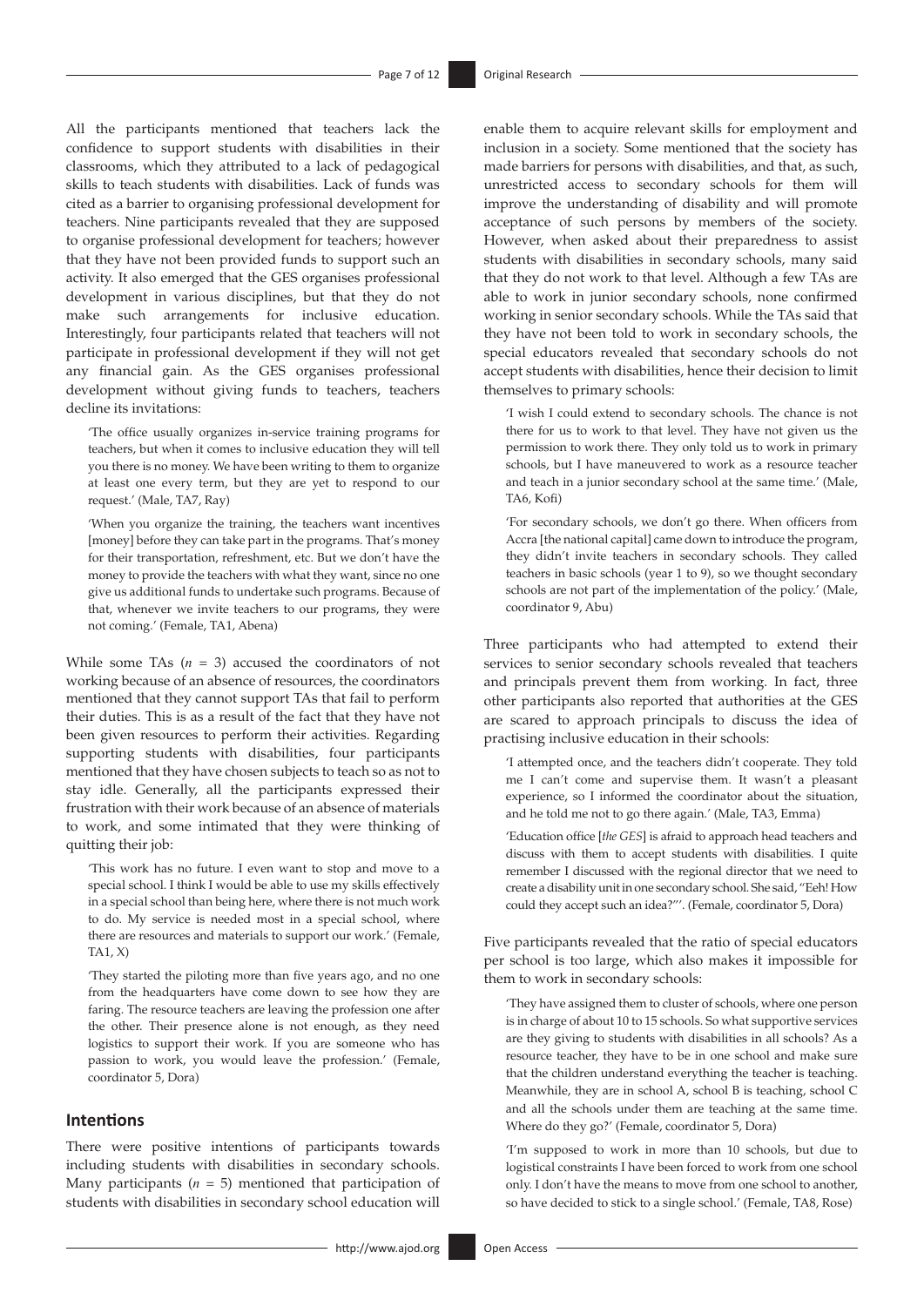All the participants mentioned that teachers lack the confidence to support students with disabilities in their classrooms, which they attributed to a lack of pedagogical skills to teach students with disabilities. Lack of funds was cited as a barrier to organising professional development for teachers. Nine participants revealed that they are supposed to organise professional development for teachers; however that they have not been provided funds to support such an activity. It also emerged that the GES organises professional development in various disciplines, but that they do not make such arrangements for inclusive education. Interestingly, four participants related that teachers will not participate in professional development if they will not get any financial gain. As the GES organises professional development without giving funds to teachers, teachers decline its invitations:

> 'The office usually organizes in-service training programs for teachers, but when it comes to inclusive education they will tell you there is no money. We have been writing to them to organize at least one every term, but they are yet to respond to our request.' (Male, TA7, Ray)

> 'When you organize the training, the teachers want incentives [money] before they can take part in the programs. That's money for their transportation, refreshment, etc. But we don't have the money to provide the teachers with what they want, since no one give us additional funds to undertake such programs. Because of that, whenever we invite teachers to our programs, they were not coming.' (Female, TA1, Abena)

While some TAs ($n$ = 3) accused the coordinators of not working because of an absence of resources, the coordinators mentioned that they cannot support TAs that fail to perform their duties. This is as a result of the fact that they have not been given resources to perform their activities. Regarding supporting students with disabilities, four participants mentioned that they have chosen subjects to teach so as not to stay idle. Generally, all the participants expressed their frustration with their work because of an absence of materials to work, and some intimated that they were thinking of quitting their job:

> 'This work has no future. I even want to stop and move to a special school. I think I would be able to use my skills effectively in a special school than being here, where there is not much work to do. My service is needed most in a special school, where there are resources and materials to support our work.' (Female, TA1, X)

> 'They started the piloting more than five years ago, and no one from the headquarters have come down to see how they are faring. The resource teachers are leaving the profession one after the other. Their presence alone is not enough, as they need logistics to support their work. If you are someone who has passion to work, you would leave the profession.' (Female, coordinator 5, Dora)

## Intentions

There were positive intentions of participants towards including students with disabilities in secondary schools. Many participants ($n$ = 5) mentioned that participation of students with disabilities in secondary school education will enable them to acquire relevant skills for employment and inclusion in a society. Some mentioned that the society has made barriers for persons with disabilities, and that, as such, unrestricted access to secondary schools for them will improve the understanding of disability and will promote acceptance of such persons by members of the society. However, when asked about their preparedness to assist students with disabilities in secondary schools, many said that they do not work to that level. Although a few TAs are able to work in junior secondary schools, none confirmed working in senior secondary schools. While the TAs said that they have not been told to work in secondary schools, the special educators revealed that secondary schools do not accept students with disabilities, hence their decision to limit themselves to primary schools:

> 'I wish I could extend to secondary schools. The chance is not there for us to work to that level. They have not given us the permission to work there. They only told us to work in primary schools, but I have maneuvered to work as a resource teacher and teach in a junior secondary school at the same time.' (Male, TA6, Kofi)

> 'For secondary schools, we don't go there. When officers from Accra [the national capital] came down to introduce the program, they didn't invite teachers in secondary schools. They called teachers in basic schools (year 1 to 9), so we thought secondary schools are not part of the implementation of the policy.' (Male, coordinator 9, Abu)

Three participants who had attempted to extend their services to senior secondary schools revealed that teachers and principals prevent them from working. In fact, three other participants also reported that authorities at the GES are scared to approach principals to discuss the idea of practising inclusive education in their schools:

> 'I attempted once, and the teachers didn't cooperate. They told me I can't come and supervise them. It wasn't a pleasant experience, so I informed the coordinator about the situation, and he told me not to go there again.' (Male, TA3, Emma)

> 'Education office [*the GES*] is afraid to approach head teachers and discuss with them to accept students with disabilities. I quite remember I discussed with the regional director that we need to create a disability unit in one secondary school. She said, "Eeh! How could they accept such an idea?"'. (Female, coordinator 5, Dora)

Five participants revealed that the ratio of special educators per school is too large, which also makes it impossible for them to work in secondary schools:

> 'They have assigned them to cluster of schools, where one person is in charge of about 10 to 15 schools. So what supportive services are they giving to students with disabilities in all schools? As a resource teacher, they have to be in one school and make sure that the children understand everything the teacher is teaching. Meanwhile, they are in school A, school B is teaching, school C and all the schools under them are teaching at the same time. Where do they go?' (Female, coordinator 5, Dora)

> 'I'm supposed to work in more than 10 schools, but due to logistical constraints I have been forced to work from one school only. I don't have the means to move from one school to another, so have decided to stick to a single school.' (Female, TA8, Rose)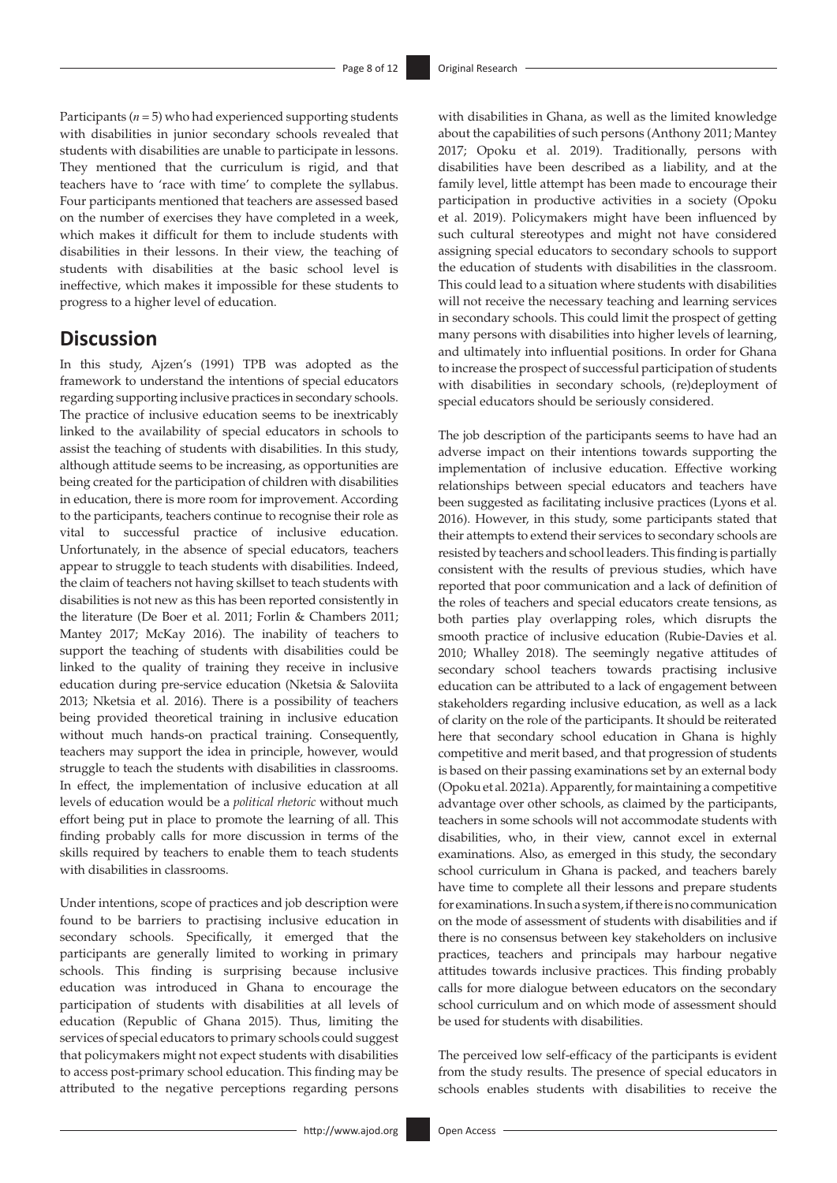Participants ($n = 5$) who had experienced supporting students with disabilities in junior secondary schools revealed that students with disabilities are unable to participate in lessons. They mentioned that the curriculum is rigid, and that teachers have to 'race with time' to complete the syllabus. Four participants mentioned that teachers are assessed based on the number of exercises they have completed in a week, which makes it difficult for them to include students with disabilities in their lessons. In their view, the teaching of students with disabilities at the basic school level is ineffective, which makes it impossible for these students to progress to a higher level of education.

## Discussion

In this study, Ajzen's (1991) TPB was adopted as the framework to understand the intentions of special educators regarding supporting inclusive practices in secondary schools. The practice of inclusive education seems to be inextricably linked to the availability of special educators in schools to assist the teaching of students with disabilities. In this study, although attitude seems to be increasing, as opportunities are being created for the participation of children with disabilities in education, there is more room for improvement. According to the participants, teachers continue to recognise their role as vital to successful practice of inclusive education. Unfortunately, in the absence of special educators, teachers appear to struggle to teach students with disabilities. Indeed, the claim of teachers not having skillset to teach students with disabilities is not new as this has been reported consistently in the literature (De Boer et al. 2011; Forlin & Chambers 2011; Mantey 2017; McKay 2016). The inability of teachers to support the teaching of students with disabilities could be linked to the quality of training they receive in inclusive education during pre-service education (Nketsia & Saloviita 2013; Nketsia et al. 2016). There is a possibility of teachers being provided theoretical training in inclusive education without much hands-on practical training. Consequently, teachers may support the idea in principle, however, would struggle to teach the students with disabilities in classrooms. In effect, the implementation of inclusive education at all levels of education would be a *political rhetoric* without much effort being put in place to promote the learning of all. This finding probably calls for more discussion in terms of the skills required by teachers to enable them to teach students with disabilities in classrooms.

Under intentions, scope of practices and job description were found to be barriers to practising inclusive education in secondary schools. Specifically, it emerged that the participants are generally limited to working in primary schools. This finding is surprising because inclusive education was introduced in Ghana to encourage the participation of students with disabilities at all levels of education (Republic of Ghana 2015). Thus, limiting the services of special educators to primary schools could suggest that policymakers might not expect students with disabilities to access post-primary school education. This finding may be attributed to the negative perceptions regarding persons with disabilities in Ghana, as well as the limited knowledge about the capabilities of such persons (Anthony 2011; Mantey 2017; Opoku et al. 2019). Traditionally, persons with disabilities have been described as a liability, and at the family level, little attempt has been made to encourage their participation in productive activities in a society (Opoku et al. 2019). Policymakers might have been influenced by such cultural stereotypes and might not have considered assigning special educators to secondary schools to support the education of students with disabilities in the classroom. This could lead to a situation where students with disabilities will not receive the necessary teaching and learning services in secondary schools. This could limit the prospect of getting many persons with disabilities into higher levels of learning, and ultimately into influential positions. In order for Ghana to increase the prospect of successful participation of students with disabilities in secondary schools, (re)deployment of special educators should be seriously considered.

The job description of the participants seems to have had an adverse impact on their intentions towards supporting the implementation of inclusive education. Effective working relationships between special educators and teachers have been suggested as facilitating inclusive practices (Lyons et al. 2016). However, in this study, some participants stated that their attempts to extend their services to secondary schools are resisted by teachers and school leaders. This finding is partially consistent with the results of previous studies, which have reported that poor communication and a lack of definition of the roles of teachers and special educators create tensions, as both parties play overlapping roles, which disrupts the smooth practice of inclusive education (Rubie-Davies et al. 2010; Whalley 2018). The seemingly negative attitudes of secondary school teachers towards practising inclusive education can be attributed to a lack of engagement between stakeholders regarding inclusive education, as well as a lack of clarity on the role of the participants. It should be reiterated here that secondary school education in Ghana is highly competitive and merit based, and that progression of students is based on their passing examinations set by an external body (Opoku et al. 2021a). Apparently, for maintaining a competitive advantage over other schools, as claimed by the participants, teachers in some schools will not accommodate students with disabilities, who, in their view, cannot excel in external examinations. Also, as emerged in this study, the secondary school curriculum in Ghana is packed, and teachers barely have time to complete all their lessons and prepare students for examinations. In such a system, if there is no communication on the mode of assessment of students with disabilities and if there is no consensus between key stakeholders on inclusive practices, teachers and principals may harbour negative attitudes towards inclusive practices. This finding probably calls for more dialogue between educators on the secondary school curriculum and on which mode of assessment should be used for students with disabilities.

The perceived low self-efficacy of the participants is evident from the study results. The presence of special educators in schools enables students with disabilities to receive the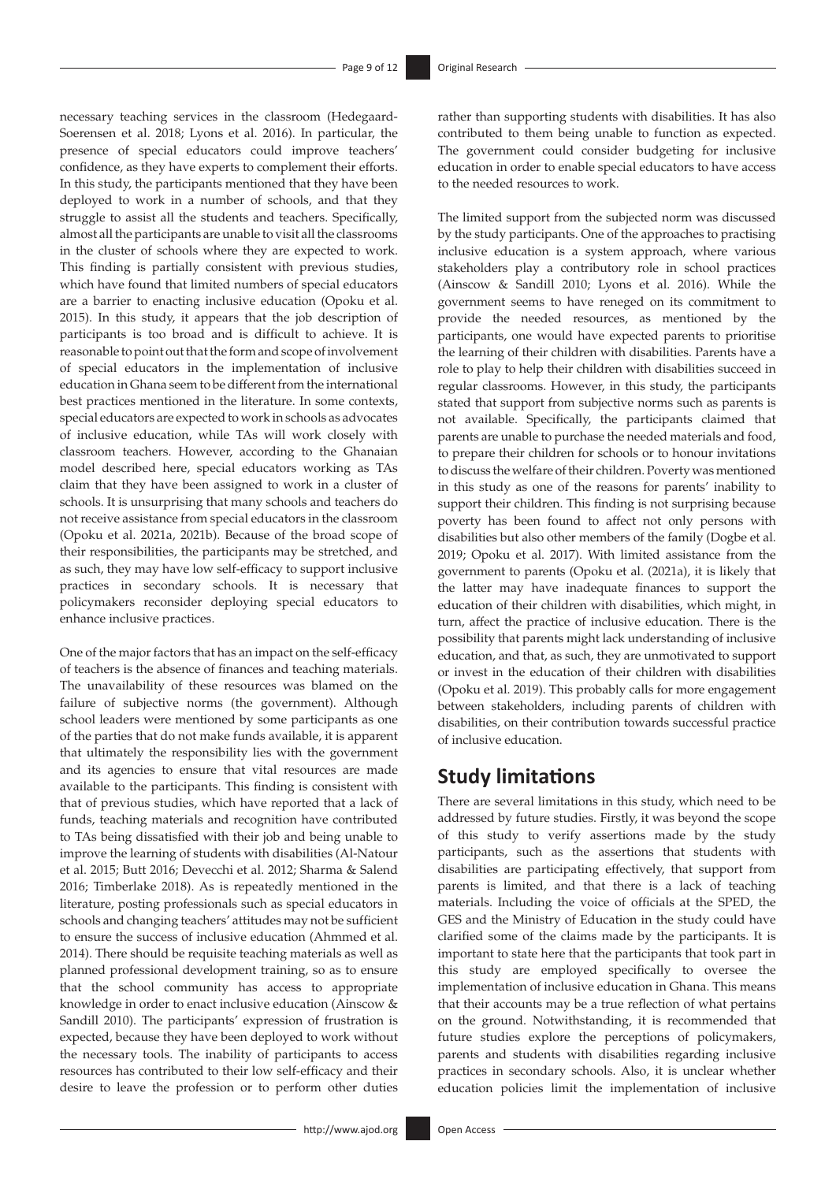necessary teaching services in the classroom (Hedegaard-Soerensen et al. 2018; Lyons et al. 2016). In particular, the presence of special educators could improve teachers' confidence, as they have experts to complement their efforts. In this study, the participants mentioned that they have been deployed to work in a number of schools, and that they struggle to assist all the students and teachers. Specifically, almost all the participants are unable to visit all the classrooms in the cluster of schools where they are expected to work. This finding is partially consistent with previous studies, which have found that limited numbers of special educators are a barrier to enacting inclusive education (Opoku et al. 2015). In this study, it appears that the job description of participants is too broad and is difficult to achieve. It is reasonable to point out that the form and scope of involvement of special educators in the implementation of inclusive education in Ghana seem to be different from the international best practices mentioned in the literature. In some contexts, special educators are expected to work in schools as advocates of inclusive education, while TAs will work closely with classroom teachers. However, according to the Ghanaian model described here, special educators working as TAs claim that they have been assigned to work in a cluster of schools. It is unsurprising that many schools and teachers do not receive assistance from special educators in the classroom (Opoku et al. 2021a, 2021b). Because of the broad scope of their responsibilities, the participants may be stretched, and as such, they may have low self-efficacy to support inclusive practices in secondary schools. It is necessary that policymakers reconsider deploying special educators to enhance inclusive practices.

One of the major factors that has an impact on the self-efficacy of teachers is the absence of finances and teaching materials. The unavailability of these resources was blamed on the failure of subjective norms (the government). Although school leaders were mentioned by some participants as one of the parties that do not make funds available, it is apparent that ultimately the responsibility lies with the government and its agencies to ensure that vital resources are made available to the participants. This finding is consistent with that of previous studies, which have reported that a lack of funds, teaching materials and recognition have contributed to TAs being dissatisfied with their job and being unable to improve the learning of students with disabilities (Al-Natour et al. 2015; Butt 2016; Devecchi et al. 2012; Sharma & Salend 2016; Timberlake 2018). As is repeatedly mentioned in the literature, posting professionals such as special educators in schools and changing teachers' attitudes may not be sufficient to ensure the success of inclusive education (Ahmmed et al. 2014). There should be requisite teaching materials as well as planned professional development training, so as to ensure that the school community has access to appropriate knowledge in order to enact inclusive education (Ainscow & Sandill 2010). The participants' expression of frustration is expected, because they have been deployed to work without the necessary tools. The inability of participants to access resources has contributed to their low self-efficacy and their desire to leave the profession or to perform other duties rather than supporting students with disabilities. It has also contributed to them being unable to function as expected. The government could consider budgeting for inclusive education in order to enable special educators to have access to the needed resources to work.

The limited support from the subjected norm was discussed by the study participants. One of the approaches to practising inclusive education is a system approach, where various stakeholders play a contributory role in school practices (Ainscow & Sandill 2010; Lyons et al. 2016). While the government seems to have reneged on its commitment to provide the needed resources, as mentioned by the participants, one would have expected parents to prioritise the learning of their children with disabilities. Parents have a role to play to help their children with disabilities succeed in regular classrooms. However, in this study, the participants stated that support from subjective norms such as parents is not available. Specifically, the participants claimed that parents are unable to purchase the needed materials and food, to prepare their children for schools or to honour invitations to discuss the welfare of their children. Poverty was mentioned in this study as one of the reasons for parents' inability to support their children. This finding is not surprising because poverty has been found to affect not only persons with disabilities but also other members of the family (Dogbe et al. 2019; Opoku et al. 2017). With limited assistance from the government to parents (Opoku et al. (2021a), it is likely that the latter may have inadequate finances to support the education of their children with disabilities, which might, in turn, affect the practice of inclusive education. There is the possibility that parents might lack understanding of inclusive education, and that, as such, they are unmotivated to support or invest in the education of their children with disabilities (Opoku et al. 2019). This probably calls for more engagement between stakeholders, including parents of children with disabilities, on their contribution towards successful practice of inclusive education.

## Study limitations

There are several limitations in this study, which need to be addressed by future studies. Firstly, it was beyond the scope of this study to verify assertions made by the study participants, such as the assertions that students with disabilities are participating effectively, that support from parents is limited, and that there is a lack of teaching materials. Including the voice of officials at the SPED, the GES and the Ministry of Education in the study could have clarified some of the claims made by the participants. It is important to state here that the participants that took part in this study are employed specifically to oversee the implementation of inclusive education in Ghana. This means that their accounts may be a true reflection of what pertains on the ground. Notwithstanding, it is recommended that future studies explore the perceptions of policymakers, parents and students with disabilities regarding inclusive practices in secondary schools. Also, it is unclear whether education policies limit the implementation of inclusive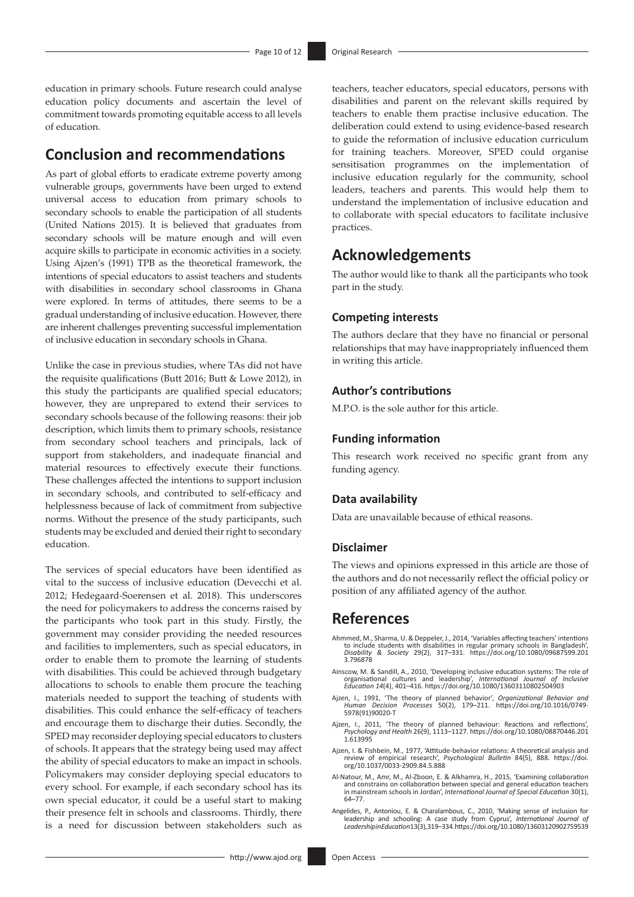education in primary schools. Future research could analyse education policy documents and ascertain the level of commitment towards promoting equitable access to all levels of education.

## Conclusion and recommendations

As part of global efforts to eradicate extreme poverty among vulnerable groups, governments have been urged to extend universal access to education from primary schools to secondary schools to enable the participation of all students (United Nations 2015). It is believed that graduates from secondary schools will be mature enough and will even acquire skills to participate in economic activities in a society. Using Ajzen's (1991) TPB as the theoretical framework, the intentions of special educators to assist teachers and students with disabilities in secondary school classrooms in Ghana were explored. In terms of attitudes, there seems to be a gradual understanding of inclusive education. However, there are inherent challenges preventing successful implementation of inclusive education in secondary schools in Ghana.

Unlike the case in previous studies, where TAs did not have the requisite qualifications (Butt 2016; Butt & Lowe 2012), in this study the participants are qualified special educators; however, they are unprepared to extend their services to secondary schools because of the following reasons: their job description, which limits them to primary schools, resistance from secondary school teachers and principals, lack of support from stakeholders, and inadequate financial and material resources to effectively execute their functions. These challenges affected the intentions to support inclusion in secondary schools, and contributed to self-efficacy and helplessness because of lack of commitment from subjective norms. Without the presence of the study participants, such students may be excluded and denied their right to secondary education.

The services of special educators have been identified as vital to the success of inclusive education (Devecchi et al. 2012; Hedegaard-Soerensen et al. 2018). This underscores the need for policymakers to address the concerns raised by the participants who took part in this study. Firstly, the government may consider providing the needed resources and facilities to implementers, such as special educators, in order to enable them to promote the learning of students with disabilities. This could be achieved through budgetary allocations to schools to enable them procure the teaching materials needed to support the teaching of students with disabilities. This could enhance the self-efficacy of teachers and encourage them to discharge their duties. Secondly, the SPED may reconsider deploying special educators to clusters of schools. It appears that the strategy being used may affect the ability of special educators to make an impact in schools. Policymakers may consider deploying special educators to every school. For example, if each secondary school has its own special educator, it could be a useful start to making their presence felt in schools and classrooms. Thirdly, there is a need for discussion between stakeholders such as teachers, teacher educators, special educators, persons with disabilities and parent on the relevant skills required by teachers to enable them practise inclusive education. The deliberation could extend to using evidence-based research to guide the reformation of inclusive education curriculum for training teachers. Moreover, SPED could organise sensitisation programmes on the implementation of inclusive education regularly for the community, school leaders, teachers and parents. This would help them to understand the implementation of inclusive education and to collaborate with special educators to facilitate inclusive practices.

## Acknowledgements

The author would like to thank all the participants who took part in the study.

### Competing interests

The authors declare that they have no financial or personal relationships that may have inappropriately influenced them in writing this article.

### Author's contributions

M.P.O. is the sole author for this article.

### Funding information

This research work received no specific grant from any funding agency.

### Data availability

Data are unavailable because of ethical reasons.

### Disclaimer

The views and opinions expressed in this article are those of the authors and do not necessarily reflect the official policy or position of any affiliated agency of the author.

## References

Ahmmed, M., Sharma, U. & Deppeler, J., 2014, 'Variables affecting teachers' intentions to include students with disabilities in regular primary schools in Bangladesh', *Disability & Society* 29(2), 317–331. https://doi.org/10.1080/09687599.2013.796878

Ainscow, M. & Sandill, A., 2010, 'Developing inclusive education systems: The role of organisational cultures and leadership', *International Journal of Inclusive Education 14*(4), 401–416. https://doi.org/10.1080/13603110802504903

Ajzen, I., 1991, 'The theory of planned behavior', *Organizational Behavior and Human Decision Processes* 50(2), 179–211. https://doi.org/10.1016/0749-5978(91)90020-T

Ajzen, I., 2011, 'The theory of planned behaviour: Reactions and reflections', *Psychology and Health* 26(9), 1113–1127. https://doi.org/10.1080/08870446.2011.613995

Ajzen, I. & Fishbein, M., 1977, 'Attitude-behavior relations: A theoretical analysis and review of empirical research', *Psychological Bulletin* 84(5), 888. https://doi.org/10.1037/0033-2909.84.5.888

Al-Natour, M., Amr, M., Al-Zboon, E. & Alkhamra, H., 2015, 'Examining collaboration and constrains on collaboration between special and general education teachers in mainstream schools in Jordan', *International Journal of Special Education* 30(1), 64–77.

Angelides, P., Antoniou, E. & Charalambous, C., 2010, 'Making sense of inclusion for leadership and schooling: A case study from Cyprus', *International Journal of Leadership in Education* 13(3), 319–334. https://doi.org/10.1080/13603120902759539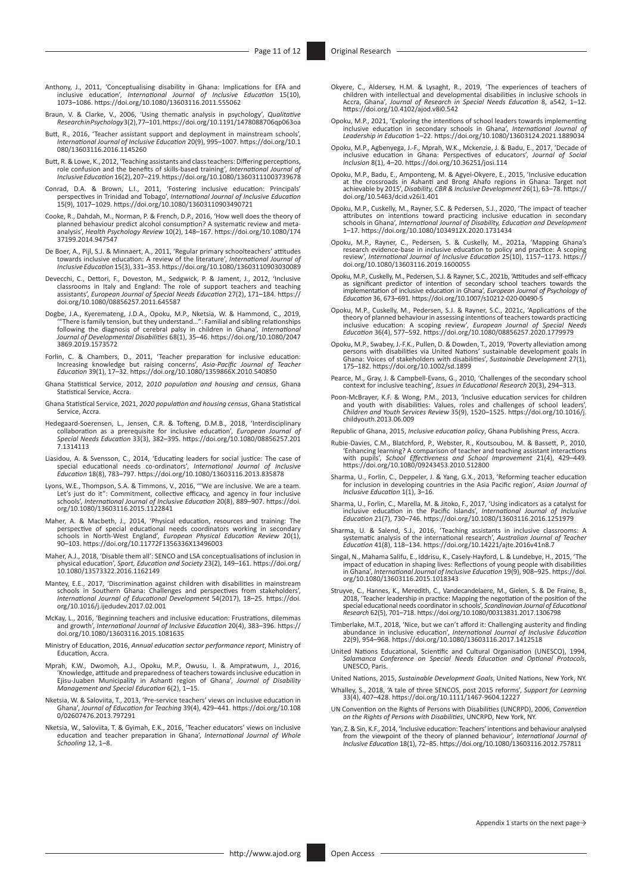Anthony, J., 2011, 'Conceptualising disability in Ghana: Implications for EFA and inclusive education', *International Journal of Inclusive Education* 15(10), 1073–1086. https://doi.org/10.1080/13603116.2011.555062

Braun, V. & Clarke, V., 2006, 'Using thematic analysis in psychology', *Qualitative Research in Psychology* 3(2), 77–101. https://doi.org/10.1191/1478088706qp063oa

Butt, R., 2016, 'Teacher assistant support and deployment in mainstream schools', *International Journal of Inclusive Education* 20(9), 995–1007. https://doi.org/10.1080/13603116.2016.1145260

Butt, R. & Lowe, K., 2012, 'Teaching assistants and class teachers: Differing perceptions, role confusion and the benefits of skills-based training', *International Journal of Inclusive Education* 16(2), 207–219. https://doi.org/10.1080/13603111003739678

Conrad, D.A. & Brown, L.I., 2011, 'Fostering inclusive education: Principals' perspectives in Trinidad and Tobago', *International Journal of Inclusive Education* 15(9), 1017–1029. https://doi.org/10.1080/13603110903490721

Cooke, R., Dahdah, M., Norman, P. & French, D.P., 2016, 'How well does the theory of planned behaviour predict alcohol consumption? A systematic review and meta-analysis', *Health Psychology Review* 10(2), 148–167. https://doi.org/10.1080/17437199.2014.947547

De Boer, A., Pijl, S.J. & Minnaert, A., 2011, 'Regular primary schoolteachers' attitudes towards inclusive education: A review of the literature', *International Journal of Inclusive Education* 15(3), 331–353. https://doi.org/10.1080/13603110903030089

Devecchi, C., Dettori, F., Doveston, M., Sedgwick, P. & Jament, J., 2012, 'Inclusive classrooms in Italy and England: The role of support teachers and teaching assistants', *European Journal of Special Needs Education* 27(2), 171–184. https://doi.org/10.1080/08856257.2011.645587

Dogbe, J.A., Kyeremateng, J.D.A., Opoku, M.P., Nketsia, W. & Hammond, C., 2019, '"There is family tension, but they understand...": Familial and sibling relationships following the diagnosis of cerebral palsy in children in Ghana', *International Journal of Developmental Disabilities* 68(1), 35–46. https://doi.org/10.1080/20473869.2019.1573572

Forlin, C. & Chambers, D., 2011, 'Teacher preparation for inclusive education: Increasing knowledge but raising concerns', *Asia-Pacific Journal of Teacher Education* 39(1), 17–32. https://doi.org/10.1080/1359866X.2010.540850

Ghana Statistical Service, 2012, *2010 population and housing and census*, Ghana Statistical Service, Accra.

Ghana Statistical Service, 2021, *2020 population and housing census*, Ghana Statistical Service, Accra.

Hedegaard-Soerensen, L., Jensen, C.R. & Tofteng, D.M.B., 2018, 'Interdisciplinary collaboration as a prerequisite for inclusive education', *European Journal of Special Needs Education* 33(3), 382–395. https://doi.org/10.1080/08856257.2017.1314113

Liasidou, A. & Svensson, C., 2014, 'Educating leaders for social justice: The case of special educational needs co-ordinators', *International Journal of Inclusive Education* 18(8), 783–797. https://doi.org/10.1080/13603116.2013.835878

Lyons, W.E., Thompson, S.A. & Timmons, V., 2016, '"We are inclusive. We are a team. Let's just do it": Commitment, collective efficacy, and agency in four inclusive schools', *International Journal of Inclusive Education* 20(8), 889–907. https://doi.org/10.1080/13603116.2015.1122841

Maher, A. & Macbeth, J., 2014, 'Physical education, resources and training: The perspective of special educational needs coordinators working in secondary schools in North-West England', *European Physical Education Review* 20(1), 90–103. https://doi.org/10.11772F1356336X13496003

Maher, A.J., 2018, 'Disable them all': SENCO and LSA conceptualisations of inclusion in physical education', *Sport, Education and Society* 23(2), 149–161. https://doi.org/10.1080/13573322.2016.1162149

Mantey, E.E., 2017, 'Discrimination against children with disabilities in mainstream schools in Southern Ghana: Challenges and perspectives from stakeholders', *International Journal of Educational Development* 54(2017), 18–25. https://doi.org/10.1016/j.ijedudev.2017.02.001

McKay, L., 2016, 'Beginning teachers and inclusive education: Frustrations, dilemmas and growth', *International Journal of Inclusive Education* 20(4), 383–396. https://doi.org/10.1080/13603116.2015.1081635

Ministry of Education, 2016, *Annual education sector performance report*, Ministry of Education, Accra.

Mprah, K.W., Dwomoh, A.J., Opoku, M.P., Owusu, I. & Ampratwum, J., 2016, 'Knowledge, attitude and preparedness of teachers towards inclusive education in Ejisu-Juaben Municipality in Ashanti region of Ghana', *Journal of Disability Management and Special Education* 6(2), 1–15.

Nketsia, W. & Saloviita, T., 2013, 'Pre-service teachers' views on inclusive education in Ghana', *Journal of Education for Teaching* 39(4), 429–441. https://doi.org/10.1080/02607476.2013.797291

Nketsia, W., Saloviita, T. & Gyimah, E.K., 2016, 'Teacher educators' views on inclusive education and teacher preparation in Ghana', *International Journal of Whole Schooling* 12, 1–8.

Okyere, C., Aldersey, H.M. & Lysaght, R., 2019, 'The experiences of teachers of children with intellectual and developmental disabilities in inclusive schools in Accra, Ghana', *Journal of Research in Special Needs Education* 8, a542, 1–12. https://doi.org/10.4102/ajod.v8i0.542

Opoku, M.P., 2021, 'Exploring the intentions of school leaders towards implementing inclusive education in secondary schools in Ghana', *International Journal of Leadership in Education* 1–22. https://doi.org/10.1080/13603124.2021.1889034

Opoku, M.P., Agbenyega, J.-F., Mprah, W.K., Mckenzie, J. & Badu, E., 2017, 'Decade of inclusive education in Ghana: Perspectives of educators', *Journal of Social Inclusion* 8(1), 4–20. https://doi.org/10.36251/josi.114

Opoku, M.P., Badu, E., Amponteng, M. & Agyei-Okyere, E., 2015, 'Inclusive education at the crossroads in Ashanti and Brong Ahafo regions in Ghana: Target not achievable by 2015', *Disability, CBR & Inclusive Development* 26(1), 63–78. https://doi.org/10.5463/dcid.v26i1.401

Opoku, M.P., Cuskelly, M., Rayner, S.C. & Pedersen, S.J., 2020, 'The impact of teacher attributes on intentions toward practicing inclusive education in secondary schools in Ghana', *International Journal of Disability, Education and Development* 1–17. https://doi.org/10.1080/1034912X.2020.1731434

Opoku, M.P., Rayner, C., Pedersen, S. & Cuskelly, M., 2021a, 'Mapping Ghana's research evidence-base in inclusive education to policy and practice: A scoping review', *International Journal of Inclusive Education* 25(10), 1157–1173. https://doi.org/10.1080/13603116.2019.1600055

Opoku, M.P., Cuskelly, M., Pedersen, S.J. & Rayner, S.C., 2021b, 'Attitudes and self-efficacy as significant predictor of intention of secondary school teachers towards the implementation of inclusive education in Ghana', *European Journal of Psychology of Education* 36, 673–691. https://doi.org/10.1007/s10212-020-00490-5

Opoku, M.P., Cuskelly, M., Pedersen, S.J. & Rayner, S.C., 2021c, 'Applications of the theory of planned behaviour in assessing intentions of teachers towards practicing inclusive education: A scoping review', *European Journal of Special Needs Education* 36(4), 577–592. https://doi.org/10.1080/08856257.2020.1779979

Opoku, M.P., Swabey, J.-F.K., Pullen, D. & Dowden, T., 2019, 'Poverty alleviation among persons with disabilities via United Nations' sustainable development goals in Ghana: Voices of stakeholders with disabilities', *Sustainable Development* 27(1), 175–182. https://doi.org/10.1002/sd.1899

Pearce, M., Gray, J. & Campbell-Evans, G., 2010, 'Challenges of the secondary school context for inclusive teaching', *Issues in Educational Research* 20(3), 294–313.

Poon-McBrayer, K.F. & Wong, P.M., 2013, 'Inclusive education services for children and youth with disabilities: Values, roles and challenges of school leaders', *Children and Youth Services Review* 35(9), 1520–1525. https://doi.org/10.1016/j.childyouth.2013.06.009

Republic of Ghana, 2015, *Inclusive education policy*, Ghana Publishing Press, Accra.

Rubie-Davies, C.M., Blatchford, P., Webster, R., Koutsoubou, M. & Bassett, P., 2010, 'Enhancing learning? A comparison of teacher and teaching assistant interactions with pupils', *School Effectiveness and School Improvement* 21(4), 429–449. https://doi.org/10.1080/09243453.2010.512800

Sharma, U., Forlin, C., Deppeler, J. & Yang, G.X., 2013, 'Reforming teacher education for inclusion in developing countries in the Asia Pacific region', *Asian Journal of Inclusive Education* 1(1), 3–16.

Sharma, U., Forlin, C., Marella, M. & Jitoko, F., 2017, 'Using indicators as a catalyst for inclusive education in the Pacific Islands', *International Journal of Inclusive Education* 21(7), 730–746. https://doi.org/10.1080/13603116.2016.1251979

Sharma, U. & Salend, S.J., 2016, 'Teaching assistants in inclusive classrooms: A systematic analysis of the international research', *Australian Journal of Teacher Education* 41(8), 118–134. https://doi.org/10.14221/ajte.2016v41n8.7

Singal, N., Mahama Salifu, E., Iddrisu, K., Casely-Hayford, L. & Lundebye, H., 2015, 'The impact of education in shaping lives: Reflections of young people with disabilities in Ghana', *International Journal of Inclusive Education* 19(9), 908–925. https://doi.org/10.1080/13603116.2015.1018343

Struyve, C., Hannes, K., Meredith, C., Vandecandelaere, M., Gielen, S. & De Fraine, B., 2018, 'Teacher leadership in practice: Mapping the negotiation of the position of the special educational needs coordinator in schools', *Scandinavian Journal of Educational Research* 62(5), 701–718. https://doi.org/10.1080/00313831.2017.1306798

Timberlake, M.T., 2018, 'Nice, but we can't afford it: Challenging austerity and finding abundance in inclusive education', *International Journal of Inclusive Education* 22(9), 954–968. https://doi.org/10.1080/13603116.2017.1412518

United Nations Educational, Scientific and Cultural Organisation (UNESCO), 1994, *Salamanca Conference on Special Needs Education and Optional Protocols*, UNESCO, Paris.

United Nations, 2015, *Sustainable Development Goals*, United Nations, New York, NY.

Whalley, S., 2018, 'A tale of three SENCOS, post 2015 reforms', *Support for Learning* 33(4), 407–428. https://doi.org/10.1111/1467-9604.12227

UN Convention on the Rights of Persons with Disabilities (UNCRPD), 2006, *Convention on the Rights of Persons with Disabilities*, UNCRPD, New York, NY.

Yan, Z. & Sin, K.F., 2014, 'Inclusive education: Teachers' intentions and behaviour analysed from the viewpoint of the theory of planned behaviour', *International Journal of Inclusive Education* 18(1), 72–85. https://doi.org/10.1080/13603116.2012.757811

Appendix 1 starts on the next page→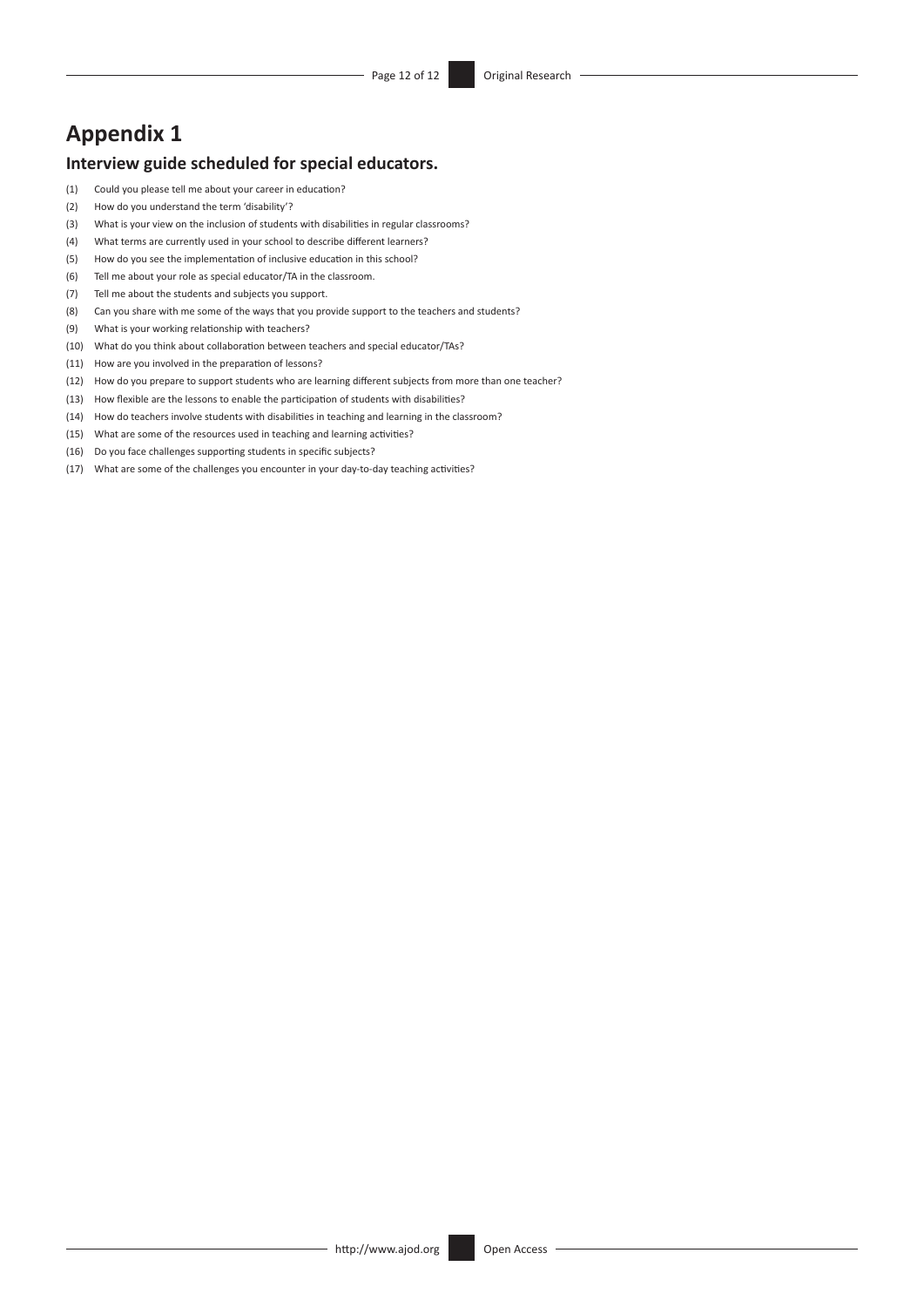## Appendix 1

### Interview guide scheduled for special educators.

(1) Could you please tell me about your career in education?

(2) How do you understand the term 'disability'?

(3) What is your view on the inclusion of students with disabilities in regular classrooms?

(4) What terms are currently used in your school to describe different learners?

(5) How do you see the implementation of inclusive education in this school?

(6) Tell me about your role as special educator/TA in the classroom.

(7) Tell me about the students and subjects you support.

(8) Can you share with me some of the ways that you provide support to the teachers and students?

(9) What is your working relationship with teachers?

(10) What do you think about collaboration between teachers and special educator/TAs?

(11) How are you involved in the preparation of lessons?

(12) How do you prepare to support students who are learning different subjects from more than one teacher?

(13) How flexible are the lessons to enable the participation of students with disabilities?

(14) How do teachers involve students with disabilities in teaching and learning in the classroom?

(15) What are some of the resources used in teaching and learning activities?

(16) Do you face challenges supporting students in specific subjects?

(17) What are some of the challenges you encounter in your day-to-day teaching activities?